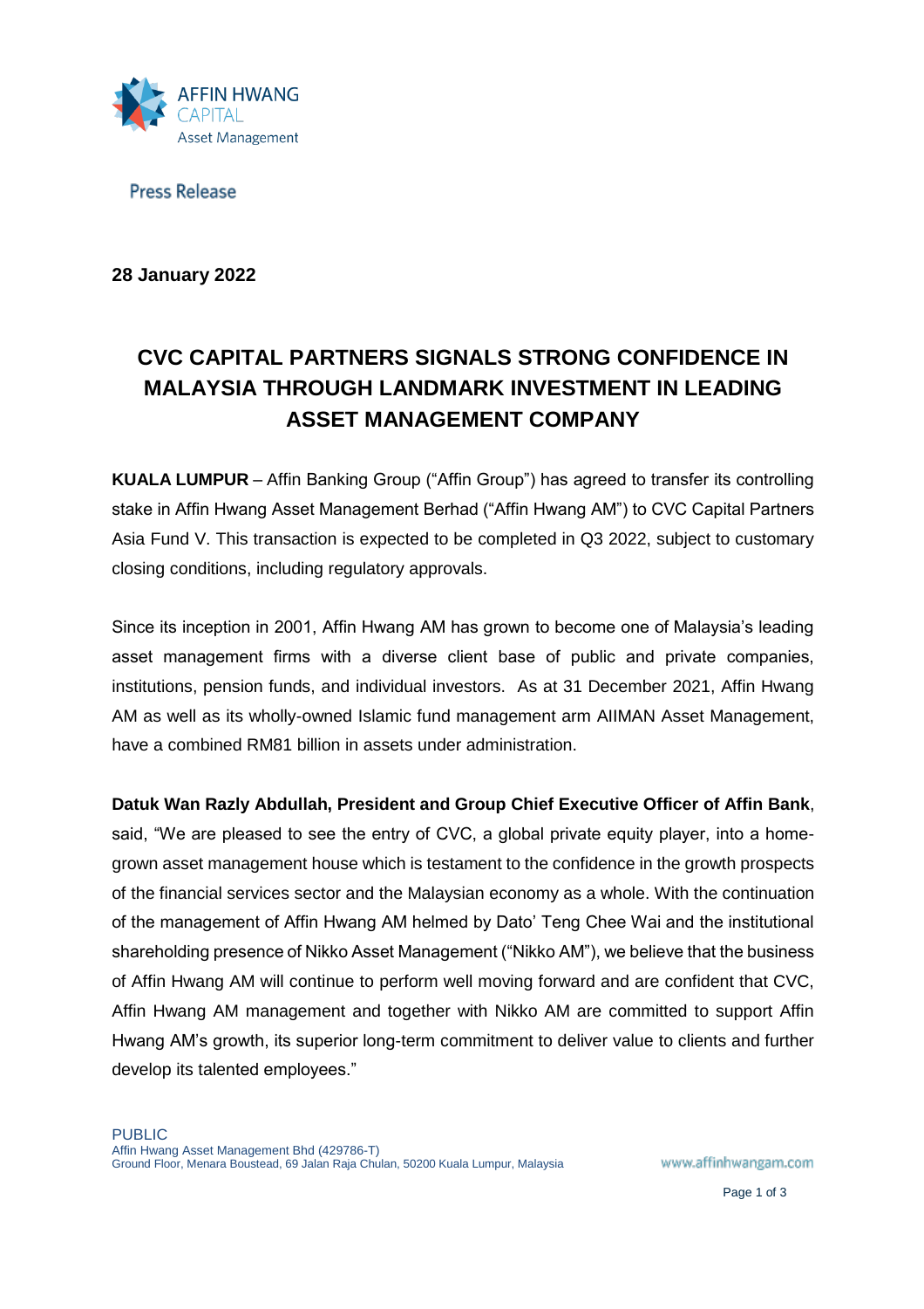AFFIN HWANG CAPITAL
Asset Management

Press Release

**28 January 2022**

# CVC CAPITAL PARTNERS SIGNALS STRONG CONFIDENCE IN MALAYSIA THROUGH LANDMARK INVESTMENT IN LEADING ASSET MANAGEMENT COMPANY

**KUALA LUMPUR** – Affin Banking Group ("Affin Group") has agreed to transfer its controlling stake in Affin Hwang Asset Management Berhad ("Affin Hwang AM") to CVC Capital Partners Asia Fund V. This transaction is expected to be completed in Q3 2022, subject to customary closing conditions, including regulatory approvals.

Since its inception in 2001, Affin Hwang AM has grown to become one of Malaysia's leading asset management firms with a diverse client base of public and private companies, institutions, pension funds, and individual investors. As at 31 December 2021, Affin Hwang AM as well as its wholly-owned Islamic fund management arm AIIMAN Asset Management, have a combined RM81 billion in assets under administration.

**Datuk Wan Razly Abdullah, President and Group Chief Executive Officer of Affin Bank**, said, "We are pleased to see the entry of CVC, a global private equity player, into a home-grown asset management house which is testament to the confidence in the growth prospects of the financial services sector and the Malaysian economy as a whole. With the continuation of the management of Affin Hwang AM helmed by Dato' Teng Chee Wai and the institutional shareholding presence of Nikko Asset Management ("Nikko AM"), we believe that the business of Affin Hwang AM will continue to perform well moving forward and are confident that CVC, Affin Hwang AM management and together with Nikko AM are committed to support Affin Hwang AM's growth, its superior long-term commitment to deliver value to clients and further develop its talented employees."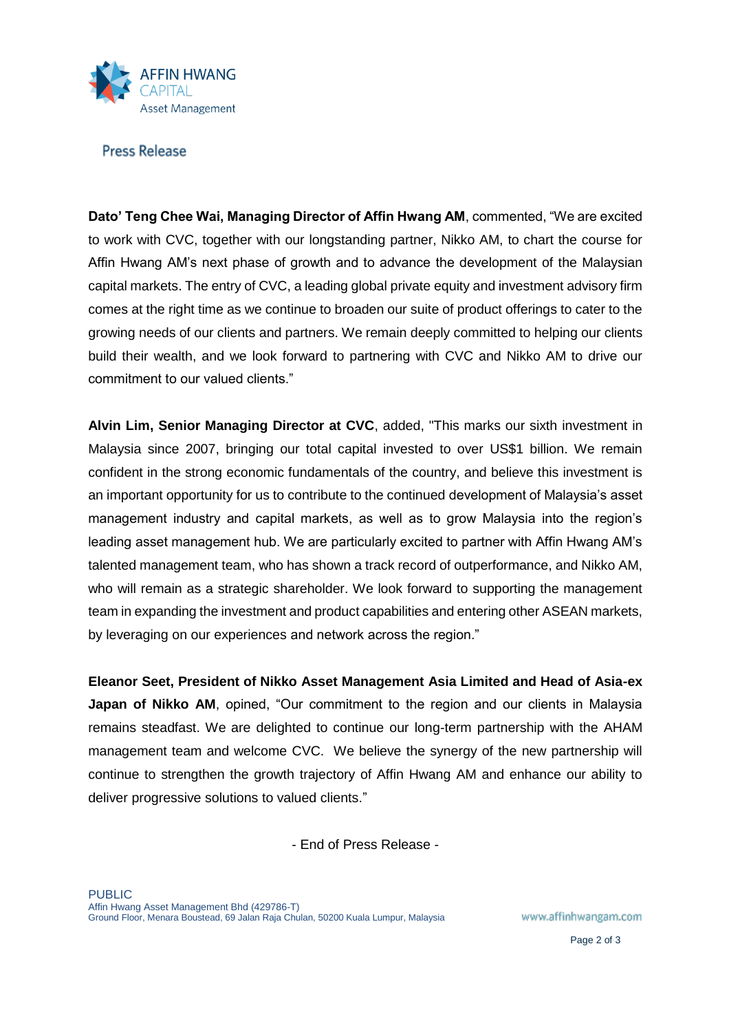**Dato' Teng Chee Wai, Managing Director of Affin Hwang AM**, commented, "We are excited to work with CVC, together with our longstanding partner, Nikko AM, to chart the course for Affin Hwang AM's next phase of growth and to advance the development of the Malaysian capital markets. The entry of CVC, a leading global private equity and investment advisory firm comes at the right time as we continue to broaden our suite of product offerings to cater to the growing needs of our clients and partners. We remain deeply committed to helping our clients build their wealth, and we look forward to partnering with CVC and Nikko AM to drive our commitment to our valued clients."

**Alvin Lim, Senior Managing Director at CVC**, added, "This marks our sixth investment in Malaysia since 2007, bringing our total capital invested to over US$1 billion. We remain confident in the strong economic fundamentals of the country, and believe this investment is an important opportunity for us to contribute to the continued development of Malaysia's asset management industry and capital markets, as well as to grow Malaysia into the region's leading asset management hub. We are particularly excited to partner with Affin Hwang AM's talented management team, who has shown a track record of outperformance, and Nikko AM, who will remain as a strategic shareholder. We look forward to supporting the management team in expanding the investment and product capabilities and entering other ASEAN markets, by leveraging on our experiences and network across the region."

**Eleanor Seet, President of Nikko Asset Management Asia Limited and Head of Asia-ex Japan of Nikko AM**, opined, "Our commitment to the region and our clients in Malaysia remains steadfast. We are delighted to continue our long-term partnership with the AHAM management team and welcome CVC. We believe the synergy of the new partnership will continue to strengthen the growth trajectory of Affin Hwang AM and enhance our ability to deliver progressive solutions to valued clients."

- End of Press Release -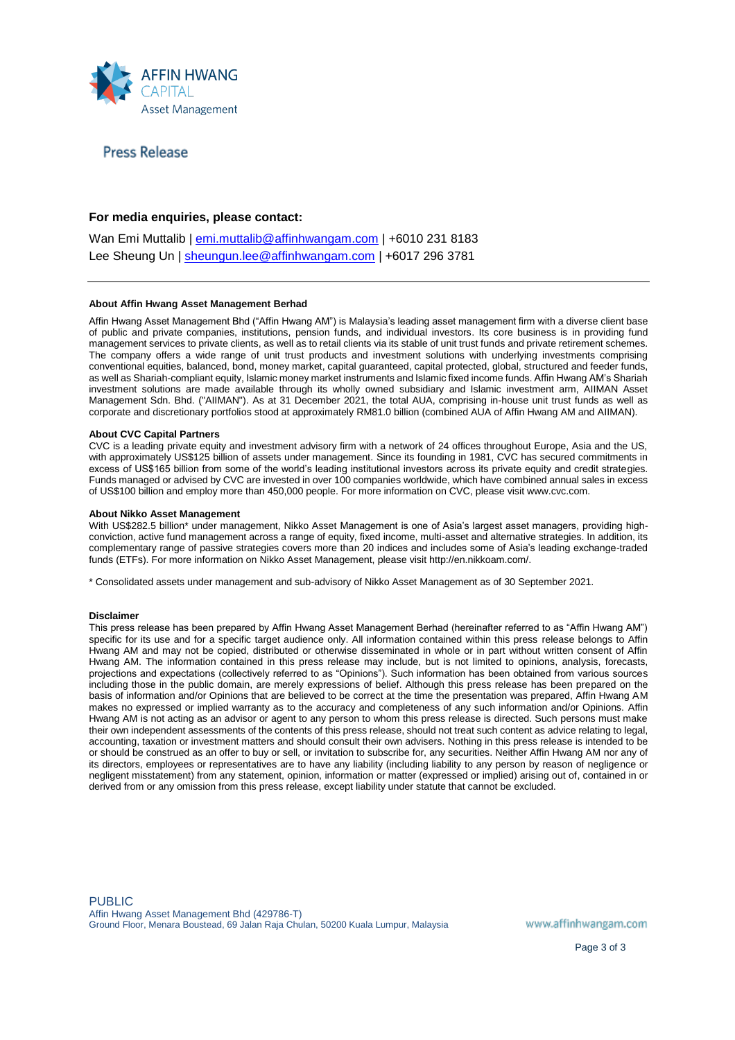Press Release

**For media enquiries, please contact:**

Wan Emi Muttalib | emi.muttalib@affinhwangam.com | +6010 231 8183
Lee Sheung Un | sheungun.lee@affinhwangam.com | +6017 296 3781

---

**About Affin Hwang Asset Management Berhad**

Affin Hwang Asset Management Bhd ("Affin Hwang AM") is Malaysia's leading asset management firm with a diverse client base of public and private companies, institutions, pension funds, and individual investors. Its core business is in providing fund management services to private clients, as well as to retail clients via its stable of unit trust funds and private retirement schemes. The company offers a wide range of unit trust products and investment solutions with underlying investments comprising conventional equities, balanced, bond, money market, capital guaranteed, capital protected, global, structured and feeder funds, as well as Shariah-compliant equity, Islamic money market instruments and Islamic fixed income funds. Affin Hwang AM's Shariah investment solutions are made available through its wholly owned subsidiary and Islamic investment arm, AIIMAN Asset Management Sdn. Bhd. ("AIIMAN"). As at 31 December 2021, the total AUA, comprising in-house unit trust funds as well as corporate and discretionary portfolios stood at approximately RM81.0 billion (combined AUA of Affin Hwang AM and AIIMAN).

**About CVC Capital Partners**

CVC is a leading private equity and investment advisory firm with a network of 24 offices throughout Europe, Asia and the US, with approximately US$125 billion of assets under management. Since its founding in 1981, CVC has secured commitments in excess of US$165 billion from some of the world's leading institutional investors across its private equity and credit strategies. Funds managed or advised by CVC are invested in over 100 companies worldwide, which have combined annual sales in excess of US$100 billion and employ more than 450,000 people. For more information on CVC, please visit www.cvc.com.

**About Nikko Asset Management**

With US$282.5 billion* under management, Nikko Asset Management is one of Asia's largest asset managers, providing high-conviction, active fund management across a range of equity, fixed income, multi-asset and alternative strategies. In addition, its complementary range of passive strategies covers more than 20 indices and includes some of Asia's leading exchange-traded funds (ETFs). For more information on Nikko Asset Management, please visit http://en.nikkoam.com/.

* Consolidated assets under management and sub-advisory of Nikko Asset Management as of 30 September 2021.

**Disclaimer**

This press release has been prepared by Affin Hwang Asset Management Berhad (hereinafter referred to as "Affin Hwang AM") specific for its use and for a specific target audience only. All information contained within this press release belongs to Affin Hwang AM and may not be copied, distributed or otherwise disseminated in whole or in part without written consent of Affin Hwang AM. The information contained in this press release may include, but is not limited to opinions, analysis, forecasts, projections and expectations (collectively referred to as "Opinions"). Such information has been obtained from various sources including those in the public domain, are merely expressions of belief. Although this press release has been prepared on the basis of information and/or Opinions that are believed to be correct at the time the presentation was prepared, Affin Hwang AM makes no expressed or implied warranty as to the accuracy and completeness of any such information and/or Opinions. Affin Hwang AM is not acting as an advisor or agent to any person to whom this press release is directed. Such persons must make their own independent assessments of the contents of this press release, should not treat such content as advice relating to legal, accounting, taxation or investment matters and should consult their own advisers. Nothing in this press release is intended to be or should be construed as an offer to buy or sell, or invitation to subscribe for, any securities. Neither Affin Hwang AM nor any of its directors, employees or representatives are to have any liability (including liability to any person by reason of negligence or negligent misstatement) from any statement, opinion, information or matter (expressed or implied) arising out of, contained in or derived from or any omission from this press release, except liability under statute that cannot be excluded.

PUBLIC
Affin Hwang Asset Management Bhd (429786-T)
Ground Floor, Menara Boustead, 69 Jalan Raja Chulan, 50200 Kuala Lumpur, Malaysia
www.affinhwangam.com